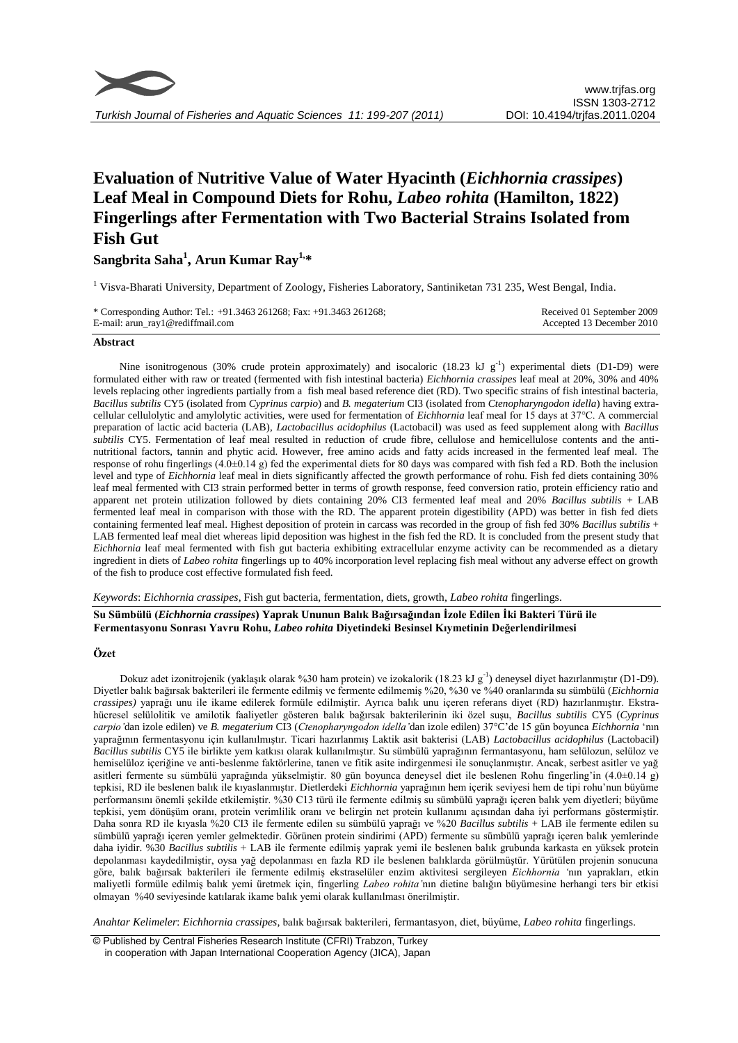# Evaluation of Nutritive Value of Water Hyacinth (*Eichhornia crassipes*) Leaf Meal in Compound Diets for Rohu, *Labeo rohita* (Hamilton, 1822) Fingerlings after Fermentation with Two Bacterial Strains Isolated from Fish Gut

**Sangbrita Saha[1], Arun Kumar Ray[1,*]**

[1] Visva-Bharati University, Department of Zoology, Fisheries Laboratory, Santiniketan 731 235, West Bengal, India.

\* Corresponding Author: Tel.: +91.3463 261268; Fax: +91.3463 261268;
E-mail: arun_ray1@rediffmail.com

Received 01 September 2009
Accepted 13 December 2010

## Abstract

Nine isonitrogenous (30% crude protein approximately) and isocaloric (18.23 kJ $g^{-1}$) experimental diets (D1-D9) were formulated either with raw or treated (fermented with fish intestinal bacteria) *Eichhornia crassipes* leaf meal at 20%, 30% and 40% levels replacing other ingredients partially from a fish meal based reference diet (RD). Two specific strains of fish intestinal bacteria, *Bacillus subtilis* CY5 (isolated from *Cyprinus carpio*) and *B. megaterium* CI3 (isolated from *Ctenopharyngodon idella*) having extracellular cellulolytic and amylolytic activities, were used for fermentation of *Eichhornia* leaf meal for 15 days at 37°C. A commercial preparation of lactic acid bacteria (LAB), *Lactobacillus acidophilus* (Lactobacil) was used as feed supplement along with *Bacillus subtilis* CY5. Fermentation of leaf meal resulted in reduction of crude fibre, cellulose and hemicellulose contents and the anti-nutritional factors, tannin and phytic acid. However, free amino acids and fatty acids increased in the fermented leaf meal. The response of rohu fingerlings (4.0±0.14 g) fed the experimental diets for 80 days was compared with fish fed a RD. Both the inclusion level and type of *Eichhornia* leaf meal in diets significantly affected the growth performance of rohu. Fish fed diets containing 30% leaf meal fermented with CI3 strain performed better in terms of growth response, feed conversion ratio, protein efficiency ratio and apparent net protein utilization followed by diets containing 20% CI3 fermented leaf meal and 20% *Bacillus subtilis* + LAB fermented leaf meal in comparison with those with the RD. The apparent protein digestibility (APD) was better in fish fed diets containing fermented leaf meal. Highest deposition of protein in carcass was recorded in the group of fish fed 30% *Bacillus subtilis* + LAB fermented leaf meal diet whereas lipid deposition was highest in the fish fed the RD. It is concluded from the present study that *Eichhornia* leaf meal fermented with fish gut bacteria exhibiting extracellular enzyme activity can be recommended as a dietary ingredient in diets of *Labeo rohita* fingerlings up to 40% incorporation level replacing fish meal without any adverse effect on growth of the fish to produce cost effective formulated fish feed.

*Keywords*: *Eichhornia crassipes*, Fish gut bacteria, fermentation, diets, growth, *Labeo rohita* fingerlings.

**Su Sümbülü (*Eichhornia crassipes*) Yaprak Ununun Balık Bağırsağından İzole Edilen İki Bakteri Türü ile Fermentasyonu Sonrası Yavru Rohu, *Labeo rohita* Diyetindeki Besinsel Kıymetinin Değerlendirilmesi**

## Özet

Dokuz adet izonitrojenik (yaklaşık olarak %30 ham protein) ve izokalorik (18.23 kJ $g^{-1}$) deneysel diyet hazırlanmıştır (D1-D9). Diyetler balık bağırsak bakterileri ile fermente edilmiş ve fermente edilmemiş %20, %30 ve %40 oranlarında su sümbülü (*Eichhornia crassipes)* yaprağı unu ile ikame edilerek formüle edilmiştir. Ayrıca balık unu içeren referans diyet (RD) hazırlanmıştır. Ekstra-hücresel selülolitik ve amilolitik faaliyetler gösteren balık bağırsak bakterilerinin iki özel suşu, *Bacillus subtilis* CY5 (*Cyprinus carpio'*dan izole edilen) ve *B. megaterium* CI3 (*Ctenopharyngodon idella'*dan izole edilen) 37°C'de 15 gün boyunca *Eichhornia* 'nın yaprağının fermentasyonu için kullanılmıştır. Ticari hazırlanmış Laktik asit bakterisi (LAB) *Lactobacillus acidophilus* (Lactobacil) *Bacillus subtilis* CY5 ile birlikte yem katkısı olarak kullanılmıştır. Su sümbülü yaprağının fermantasyonu, ham selülozun, selüloz ve hemiselüloz içeriğine ve anti-beslenme faktörlerine, tanen ve fitik asite indirgenmesi ile sonuçlanmıştır. Ancak, serbest asitler ve yağ asitleri fermente su sümbülü yaprağında yükselmiştir. 80 gün boyunca deneysel diet ile beslenen Rohu fingerling'in (4.0±0.14 g) tepkisi, RD ile beslenen balık ile kıyaslanmıştır. Dietlerdeki *Eichhornia* yaprağının hem içerik seviyesi hem de tipi rohu'nun büyüme performansını önemli şekilde etkilemiştir. %30 C13 türü ile fermente edilmiş su sümbülü yaprağı içeren balık yem diyetleri; büyüme tepkisi, yem dönüşüm oranı, protein verimlilik oranı ve belirgin net protein kullanımı açısından daha iyi performans göstermiştir. Daha sonra RD ile kıyasla %20 CI3 ile fermente edilen su sümbülü yaprağı ve %20 *Bacillus subtilis* + LAB ile fermente edilen su sümbülü yaprağı içeren yemler gelmektedir. Görünen protein sindirimi (APD) fermente su sümbülü yaprağı içeren balık yemlerinde daha iyidir. %30 *Bacillus subtilis* + LAB ile fermente edilmiş yaprak yemi ile beslenen balık grubunda karkasta en yüksek protein depolanması kaydedilmiştir, oysa yağ depolanması en fazla RD ile beslenen balıklarda görülmüştür. Yürütülen projenin sonucuna göre, balık bağırsak bakterileri ile fermente edilmiş ekstraselüler enzim aktivitesi sergileyen *Eichhornia '*nın yaprakları, etkin maliyetli formüle edilmiş balık yemi üretmek için, fingerling *Labeo rohita'*nın dietine balığın büyümesine herhangi ters bir etkisi olmayan %40 seviyesinde katılarak ikame balık yemi olarak kullanılması önerilmiştir.

*Anahtar Kelimeler*: *Eichhornia crassipes*, balık bağırsak bakterileri, fermantasyon, diet, büyüme, *Labeo rohita* fingerlings.

© Published by Central Fisheries Research Institute (CFRI) Trabzon, Turkey
in cooperation with Japan International Cooperation Agency (JICA), Japan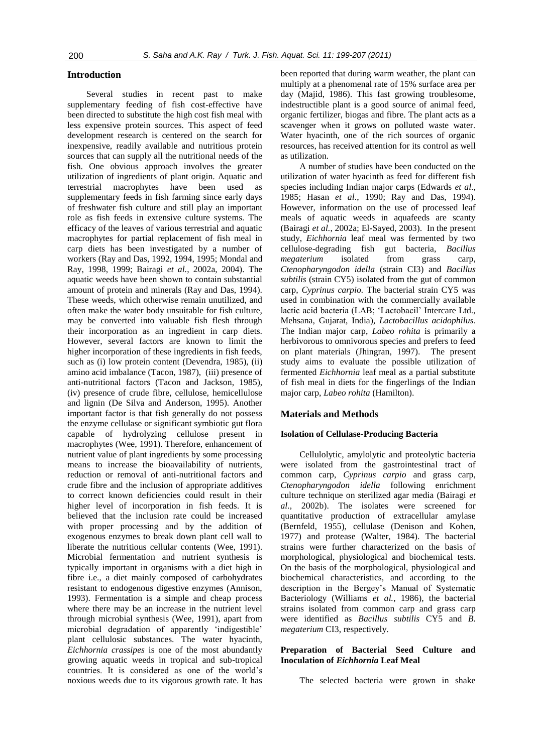## Introduction

Several studies in recent past to make supplementary feeding of fish cost-effective have been directed to substitute the high cost fish meal with less expensive protein sources. This aspect of feed development research is centered on the search for inexpensive, readily available and nutritious protein sources that can supply all the nutritional needs of the fish. One obvious approach involves the greater utilization of ingredients of plant origin. Aquatic and terrestrial macrophytes have been used as supplementary feeds in fish farming since early days of freshwater fish culture and still play an important role as fish feeds in extensive culture systems. The efficacy of the leaves of various terrestrial and aquatic macrophytes for partial replacement of fish meal in carp diets has been investigated by a number of workers (Ray and Das, 1992, 1994, 1995; Mondal and Ray, 1998, 1999; Bairagi *et al.*, 2002a, 2004). The aquatic weeds have been shown to contain substantial amount of protein and minerals (Ray and Das, 1994). These weeds, which otherwise remain unutilized, and often make the water body unsuitable for fish culture, may be converted into valuable fish flesh through their incorporation as an ingredient in carp diets. However, several factors are known to limit the higher incorporation of these ingredients in fish feeds, such as (i) low protein content (Devendra, 1985), (ii) amino acid imbalance (Tacon, 1987), (iii) presence of anti-nutritional factors (Tacon and Jackson, 1985), (iv) presence of crude fibre, cellulose, hemicellulose and lignin (De Silva and Anderson, 1995). Another important factor is that fish generally do not possess the enzyme cellulase or significant symbiotic gut flora capable of hydrolyzing cellulose present in macrophytes (Wee, 1991). Therefore, enhancement of nutrient value of plant ingredients by some processing means to increase the bioavailability of nutrients, reduction or removal of anti-nutritional factors and crude fibre and the inclusion of appropriate additives to correct known deficiencies could result in their higher level of incorporation in fish feeds. It is believed that the inclusion rate could be increased with proper processing and by the addition of exogenous enzymes to break down plant cell wall to liberate the nutritious cellular contents (Wee, 1991). Microbial fermentation and nutrient synthesis is typically important in organisms with a diet high in fibre i.e., a diet mainly composed of carbohydrates resistant to endogenous digestive enzymes (Annison, 1993). Fermentation is a simple and cheap process where there may be an increase in the nutrient level through microbial synthesis (Wee, 1991), apart from microbial degradation of apparently 'indigestible' plant cellulosic substances. The water hyacinth, *Eichhornia crassipes* is one of the most abundantly growing aquatic weeds in tropical and sub-tropical countries. It is considered as one of the world's noxious weeds due to its vigorous growth rate. It has been reported that during warm weather, the plant can multiply at a phenomenal rate of 15% surface area per day (Majid, 1986). This fast growing troublesome, indestructible plant is a good source of animal feed, organic fertilizer, biogas and fibre. The plant acts as a scavenger when it grows on polluted waste water. Water hyacinth, one of the rich sources of organic resources, has received attention for its control as well as utilization.

A number of studies have been conducted on the utilization of water hyacinth as feed for different fish species including Indian major carps (Edwards *et al.*, 1985; Hasan *et al*., 1990; Ray and Das, 1994). However, information on the use of processed leaf meals of aquatic weeds in aquafeeds are scanty (Bairagi *et al.*, 2002a; El-Sayed, 2003). In the present study, *Eichhornia* leaf meal was fermented by two cellulose-degrading fish gut bacteria, *Bacillus megaterium* isolated from grass carp, *Ctenopharyngodon idella* (strain CI3) and *Bacillus subtilis* (strain CY5) isolated from the gut of common carp, *Cyprinus carpio.* The bacterial strain CY5 was used in combination with the commercially available lactic acid bacteria (LAB; 'Lactobacil' Intercare Ltd., Mehsana, Gujarat, India), *Lactobacillus acidophilus*. The Indian major carp, *Labeo rohita* is primarily a herbivorous to omnivorous species and prefers to feed on plant materials (Jhingran, 1997). The present study aims to evaluate the possible utilization of fermented *Eichhornia* leaf meal as a partial substitute of fish meal in diets for the fingerlings of the Indian major carp, *Labeo rohita* (Hamilton).

## Materials and Methods

### Isolation of Cellulase-Producing Bacteria

Cellulolytic, amylolytic and proteolytic bacteria were isolated from the gastrointestinal tract of common carp, *Cyprinus carpio* and grass carp, *Ctenopharyngodon idella* following enrichment culture technique on sterilized agar media (Bairagi *et al.*, 2002b). The isolates were screened for quantitative production of extracellular amylase (Bernfeld, 1955), cellulase (Denison and Kohen, 1977) and protease (Walter, 1984). The bacterial strains were further characterized on the basis of morphological, physiological and biochemical tests. On the basis of the morphological, physiological and biochemical characteristics, and according to the description in the Bergey's Manual of Systematic Bacteriology (Williams *et al.*, 1986), the bacterial strains isolated from common carp and grass carp were identified as *Bacillus subtilis* CY5 and *B. megaterium* CI3, respectively.

### Preparation of Bacterial Seed Culture and Inoculation of *Eichhornia* Leaf Meal

The selected bacteria were grown in shake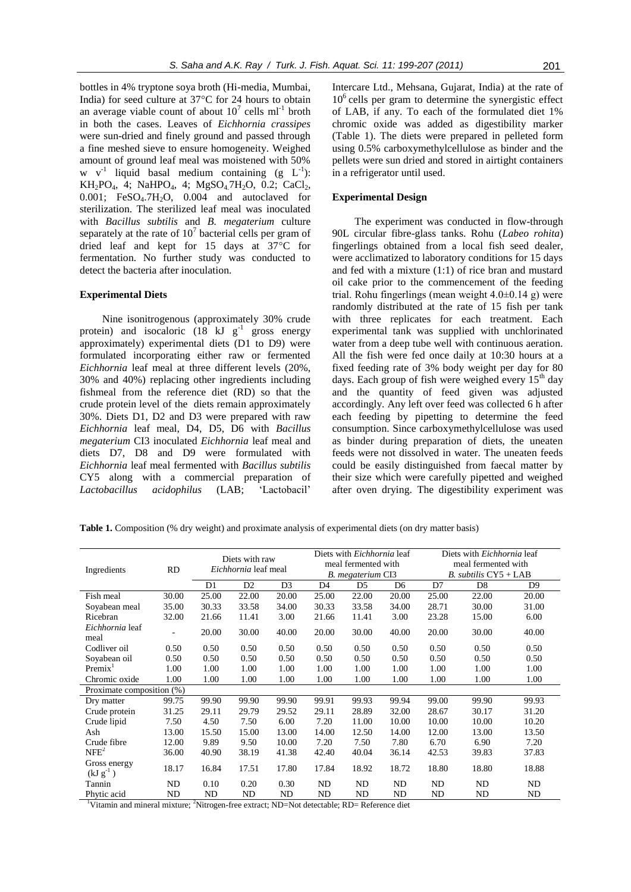bottles in 4% tryptone soya broth (Hi-media, Mumbai, India) for seed culture at 37°C for 24 hours to obtain an average viable count of about $10^7$ cells $ml^{-1}$ broth in both the cases. Leaves of *Eichhornia crassipes* were sun-dried and finely ground and passed through a fine meshed sieve to ensure homogeneity. Weighed amount of ground leaf meal was moistened with 50% w $v^{-1}$ liquid basal medium containing (g $L^{-1}$): $KH_2PO_4$, 4; $NaHPO_4$, 4; $MgSO_4.7H_2O$, 0.2; $CaCl_2$, 0.001; $FeSO_4.7H_2O$, 0.004 and autoclaved for sterilization. The sterilized leaf meal was inoculated with *Bacillus subtilis* and *B. megaterium* culture separately at the rate of $10^7$ bacterial cells per gram of dried leaf and kept for 15 days at 37°C for fermentation. No further study was conducted to detect the bacteria after inoculation.

### Experimental Diets

Nine isonitrogenous (approximately 30% crude protein) and isocaloric (18 kJ $g^{-1}$ gross energy approximately) experimental diets (D1 to D9) were formulated incorporating either raw or fermented *Eichhornia* leaf meal at three different levels (20%, 30% and 40%) replacing other ingredients including fishmeal from the reference diet (RD) so that the crude protein level of the diets remain approximately 30%. Diets D1, D2 and D3 were prepared with raw *Eichhornia* leaf meal, D4, D5, D6 with *Bacillus megaterium* CI3 inoculated *Eichhornia* leaf meal and diets D7, D8 and D9 were formulated with *Eichhornia* leaf meal fermented with *Bacillus subtilis* CY5 along with a commercial preparation of *Lactobacillus acidophilus* (LAB; 'Lactobacil' Intercare Ltd., Mehsana, Gujarat, India) at the rate of $10^6$ cells per gram to determine the synergistic effect of LAB, if any. To each of the formulated diet 1% chromic oxide was added as digestibility marker (Table 1). The diets were prepared in pelleted form using 0.5% carboxymethylcellulose as binder and the pellets were sun dried and stored in airtight containers in a refrigerator until used.

### Experimental Design

The experiment was conducted in flow-through 90L circular fibre-glass tanks. Rohu (*Labeo rohita*) fingerlings obtained from a local fish seed dealer, were acclimatized to laboratory conditions for 15 days and fed with a mixture (1:1) of rice bran and mustard oil cake prior to the commencement of the feeding trial. Rohu fingerlings (mean weight 4.0±0.14 g) were randomly distributed at the rate of 15 fish per tank with three replicates for each treatment. Each experimental tank was supplied with unchlorinated water from a deep tube well with continuous aeration. All the fish were fed once daily at 10:30 hours at a fixed feeding rate of 3% body weight per day for 80 days. Each group of fish were weighed every 15th day and the quantity of feed given was adjusted accordingly. Any left over feed was collected 6 h after each feeding by pipetting to determine the feed consumption. Since carboxymethylcellulose was used as binder during preparation of diets, the uneaten feeds were not dissolved in water. The uneaten feeds could be easily distinguished from faecal matter by their size which were carefully pipetted and weighed after oven drying. The digestibility experiment was

**Table 1.** Composition (% dry weight) and proximate analysis of experimental diets (on dry matter basis)

| Ingredients | RD | Diets with raw *Eichhornia* leaf meal | | | Diets with *Eichhornia* leaf meal fermented with *B. megaterium* CI3 | | | Diets with *Eichhornia* leaf meal fermented with *B. subtilis* CY5 + LAB | | |
|---|---|---|---|---|---|---|---|---|---|---|
| | | D1 | D2 | D3 | D4 | D5 | D6 | D7 | D8 | D9 |
| Fish meal | 30.00 | 25.00 | 22.00 | 20.00 | 25.00 | 22.00 | 20.00 | 25.00 | 22.00 | 20.00 |
| Soyabean meal | 35.00 | 30.33 | 33.58 | 34.00 | 30.33 | 33.58 | 34.00 | 28.71 | 30.00 | 31.00 |
| Ricebran | 32.00 | 21.66 | 11.41 | 3.00 | 21.66 | 11.41 | 3.00 | 23.28 | 15.00 | 6.00 |
| *Eichhornia* leaf meal | - | 20.00 | 30.00 | 40.00 | 20.00 | 30.00 | 40.00 | 20.00 | 30.00 | 40.00 |
| Codliver oil | 0.50 | 0.50 | 0.50 | 0.50 | 0.50 | 0.50 | 0.50 | 0.50 | 0.50 | 0.50 |
| Soyabean oil | 0.50 | 0.50 | 0.50 | 0.50 | 0.50 | 0.50 | 0.50 | 0.50 | 0.50 | 0.50 |
| Premix[1] | 1.00 | 1.00 | 1.00 | 1.00 | 1.00 | 1.00 | 1.00 | 1.00 | 1.00 | 1.00 |
| Chromic oxide | 1.00 | 1.00 | 1.00 | 1.00 | 1.00 | 1.00 | 1.00 | 1.00 | 1.00 | 1.00 |
| Proximate composition (%) | | | | | | | | | | |
| Dry matter | 99.75 | 99.90 | 99.90 | 99.90 | 99.91 | 99.93 | 99.94 | 99.00 | 99.90 | 99.93 |
| Crude protein | 31.25 | 29.11 | 29.79 | 29.52 | 29.11 | 28.89 | 32.00 | 28.67 | 30.17 | 31.20 |
| Crude lipid | 7.50 | 4.50 | 7.50 | 6.00 | 7.20 | 11.00 | 10.00 | 10.00 | 10.00 | 10.20 |
| Ash | 13.00 | 15.50 | 15.00 | 13.00 | 14.00 | 12.50 | 14.00 | 12.00 | 13.00 | 13.50 |
| Crude fibre | 12.00 | 9.89 | 9.50 | 10.00 | 7.20 | 7.50 | 7.80 | 6.70 | 6.90 | 7.20 |
| NFE[2] | 36.00 | 40.90 | 38.19 | 41.38 | 42.40 | 40.04 | 36.14 | 42.53 | 39.83 | 37.83 |
| Gross energy (kJ $g^{-1}$) | 18.17 | 16.84 | 17.51 | 17.80 | 17.84 | 18.92 | 18.72 | 18.80 | 18.80 | 18.88 |
| Tannin | ND | 0.10 | 0.20 | 0.30 | ND | ND | ND | ND | ND | ND |
| Phytic acid | ND | ND | ND | ND | ND | ND | ND | ND | ND | ND |

[1]Vitamin and mineral mixture; [2]Nitrogen-free extract; ND=Not detectable; RD= Reference diet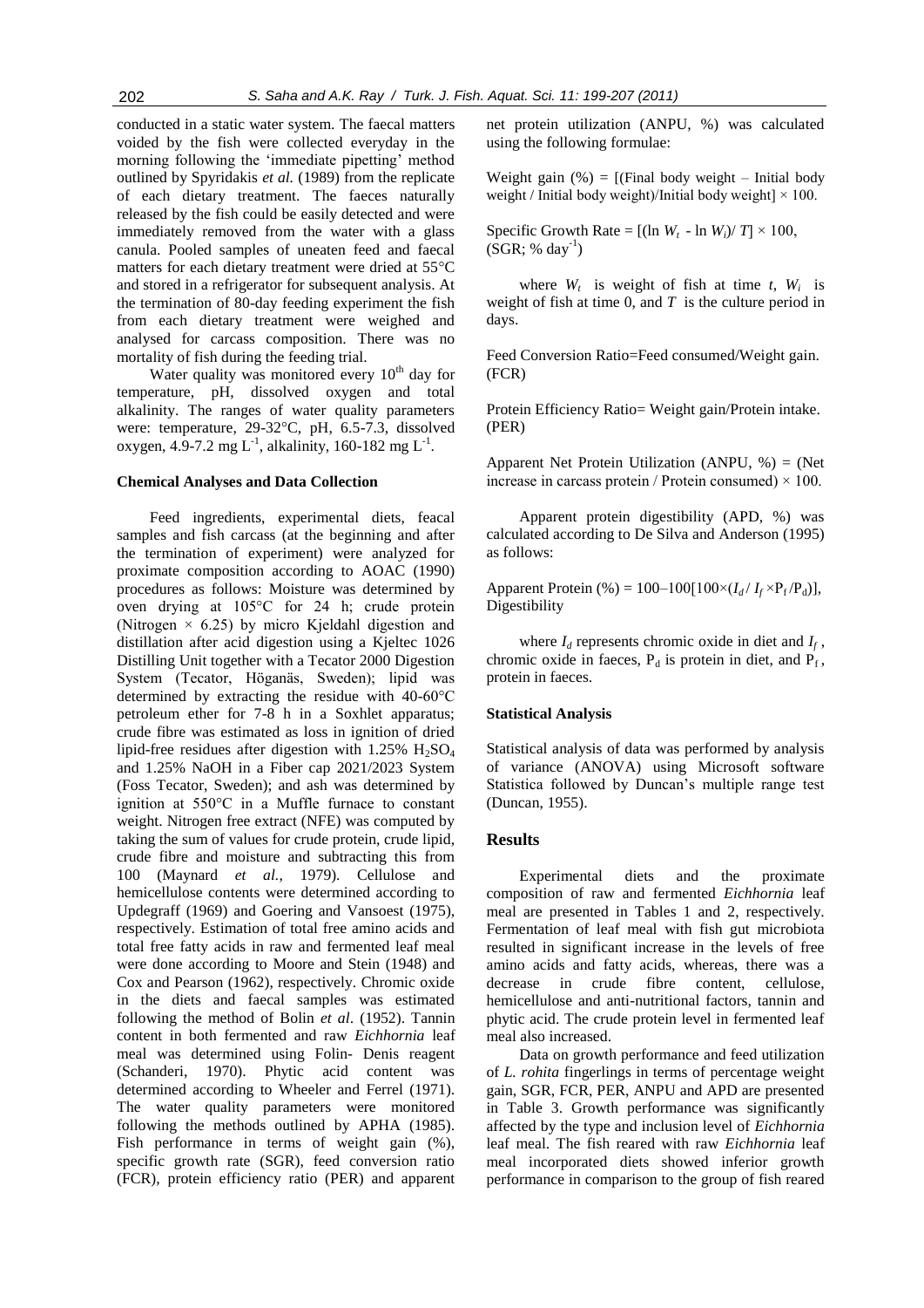conducted in a static water system. The faecal matters voided by the fish were collected everyday in the morning following the 'immediate pipetting' method outlined by Spyridakis *et al.* (1989) from the replicate of each dietary treatment. The faeces naturally released by the fish could be easily detected and were immediately removed from the water with a glass canula. Pooled samples of uneaten feed and faecal matters for each dietary treatment were dried at 55°C and stored in a refrigerator for subsequent analysis. At the termination of 80-day feeding experiment the fish from each dietary treatment were weighed and analysed for carcass composition. There was no mortality of fish during the feeding trial.

Water quality was monitored every 10th day for temperature, pH, dissolved oxygen and total alkalinity. The ranges of water quality parameters were: temperature, 29-32°C, pH, 6.5-7.3, dissolved oxygen, 4.9-7.2 mg $L^{-1}$, alkalinity, 160-182 mg $L^{-1}$.

### Chemical Analyses and Data Collection

Feed ingredients, experimental diets, feacal samples and fish carcass (at the beginning and after the termination of experiment) were analyzed for proximate composition according to AOAC (1990) procedures as follows: Moisture was determined by oven drying at 105°C for 24 h; crude protein (Nitrogen × 6.25) by micro Kjeldahl digestion and distillation after acid digestion using a Kjeltec 1026 Distilling Unit together with a Tecator 2000 Digestion System (Tecator, Höganäs, Sweden); lipid was determined by extracting the residue with 40-60°C petroleum ether for 7-8 h in a Soxhlet apparatus; crude fibre was estimated as loss in ignition of dried lipid-free residues after digestion with 1.25% $H_2SO_4$ and 1.25% NaOH in a Fiber cap 2021/2023 System (Foss Tecator, Sweden); and ash was determined by ignition at 550°C in a Muffle furnace to constant weight. Nitrogen free extract (NFE) was computed by taking the sum of values for crude protein, crude lipid, crude fibre and moisture and subtracting this from 100 (Maynard *et al.*, 1979). Cellulose and hemicellulose contents were determined according to Updegraff (1969) and Goering and Vansoest (1975), respectively. Estimation of total free amino acids and total free fatty acids in raw and fermented leaf meal were done according to Moore and Stein (1948) and Cox and Pearson (1962), respectively. Chromic oxide in the diets and faecal samples was estimated following the method of Bolin *et al*. (1952). Tannin content in both fermented and raw *Eichhornia* leaf meal was determined using Folin- Denis reagent (Schanderi, 1970). Phytic acid content was determined according to Wheeler and Ferrel (1971). The water quality parameters were monitored following the methods outlined by APHA (1985). Fish performance in terms of weight gain (%), specific growth rate (SGR), feed conversion ratio (FCR), protein efficiency ratio (PER) and apparent net protein utilization (ANPU, %) was calculated using the following formulae:

Weight gain (%) = [(Final body weight – Initial body weight / Initial body weight)/Initial body weight] × 100.

Specific Growth Rate = $[(\ln W_t - \ln W_i)/ T] \times 100$, (SGR; % $day^{-1}$)

where $W_t$ is weight of fish at time $t$, $W_i$ is weight of fish at time 0, and $T$ is the culture period in days.

Feed Conversion Ratio=Feed consumed/Weight gain. (FCR)

Protein Efficiency Ratio= Weight gain/Protein intake. (PER)

Apparent Net Protein Utilization (ANPU, %) = (Net increase in carcass protein / Protein consumed) × 100.

Apparent protein digestibility (APD, %) was calculated according to De Silva and Anderson (1995) as follows:

Apparent Protein (%) = $100–100[100\times(I_d / I_f \times P_f /P_d)]$, Digestibility

where $I_d$ represents chromic oxide in diet and $I_f$, chromic oxide in faeces, $P_d$ is protein in diet, and $P_f$, protein in faeces.

### Statistical Analysis

Statistical analysis of data was performed by analysis of variance (ANOVA) using Microsoft software Statistica followed by Duncan's multiple range test (Duncan, 1955).

## Results

Experimental diets and the proximate composition of raw and fermented *Eichhornia* leaf meal are presented in Tables 1 and 2, respectively. Fermentation of leaf meal with fish gut microbiota resulted in significant increase in the levels of free amino acids and fatty acids, whereas, there was a decrease in crude fibre content, cellulose, hemicellulose and anti-nutritional factors, tannin and phytic acid. The crude protein level in fermented leaf meal also increased.

Data on growth performance and feed utilization of *L. rohita* fingerlings in terms of percentage weight gain, SGR, FCR, PER, ANPU and APD are presented in Table 3. Growth performance was significantly affected by the type and inclusion level of *Eichhornia* leaf meal. The fish reared with raw *Eichhornia* leaf meal incorporated diets showed inferior growth performance in comparison to the group of fish reared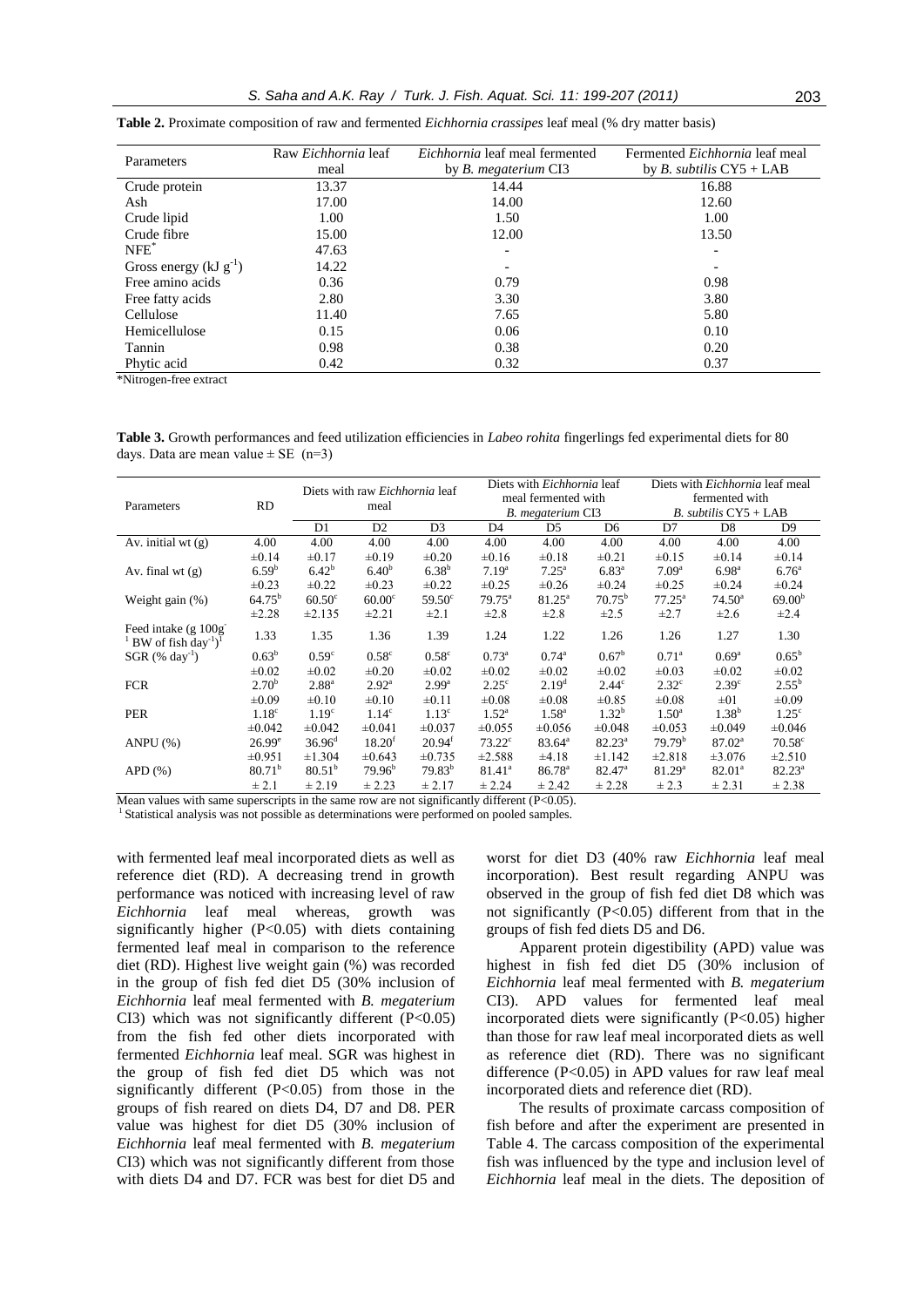**Table 2.** Proximate composition of raw and fermented *Eichhornia crassipes* leaf meal (% dry matter basis)

| Parameters | Raw *Eichhornia* leaf meal | *Eichhornia* leaf meal fermented by *B. megaterium* CI3 | Fermented *Eichhornia* leaf meal by *B. subtilis* CY5 + LAB |
|---|---|---|---|
| Crude protein | 13.37 | 14.44 | 16.88 |
| Ash | 17.00 | 14.00 | 12.60 |
| Crude lipid | 1.00 | 1.50 | 1.00 |
| Crude fibre | 15.00 | 12.00 | 13.50 |
| NFE* | 47.63 | - | - |
| Gross energy (kJ $g^{-1}$) | 14.22 | - | - |
| Free amino acids | 0.36 | 0.79 | 0.98 |
| Free fatty acids | 2.80 | 3.30 | 3.80 |
| Cellulose | 11.40 | 7.65 | 5.80 |
| Hemicellulose | 0.15 | 0.06 | 0.10 |
| Tannin | 0.98 | 0.38 | 0.20 |
| Phytic acid | 0.42 | 0.32 | 0.37 |

*Nitrogen-free extract

**Table 3.** Growth performances and feed utilization efficiencies in *Labeo rohita* fingerlings fed experimental diets for 80 days. Data are mean value ± SE (n=3)

| Parameters | RD | Diets with raw *Eichhornia* leaf meal | | | Diets with *Eichhornia* leaf meal fermented with *B. megaterium* CI3 | | | Diets with *Eichhornia* leaf meal fermented with *B. subtilis* CY5 + LAB | | |
|---|---|---|---|---|---|---|---|---|---|---|
| | | D1 | D2 | D3 | D4 | D5 | D6 | D7 | D8 | D9 |
| Av. initial wt (g) | 4.00 ±0.14 | 4.00 ±0.17 | 4.00 ±0.19 | 4.00 ±0.20 | 4.00 ±0.16 | 4.00 ±0.18 | 4.00 ±0.21 | 4.00 ±0.15 | 4.00 ±0.14 | 4.00 ±0.14 |
| Av. final wt (g) | 6.59[b] ±0.23 | 6.42[b] ±0.22 | 6.40[b] ±0.23 | 6.38[b] ±0.22 | 7.19[a] ±0.25 | 7.25[a] ±0.26 | 6.83[a] ±0.24 | 7.09[a] ±0.25 | 6.98[a] ±0.24 | 6.76[a] ±0.24 |
| Weight gain (%) | 64.75[b] ±2.28 | 60.50[c] ±2.135 | 60.00[c] ±2.21 | 59.50[c] ±2.1 | 79.75[a] ±2.8 | 81.25[a] ±2.8 | 70.75[b] ±2.5 | 77.25[a] ±2.7 | 74.50[a] ±2.6 | 69.00[b] ±2.4 |
| Feed intake (g 100g$^{-1}$ BW of fish day$^{-1}$)[1] | 1.33 | 1.35 | 1.36 | 1.39 | 1.24 | 1.22 | 1.26 | 1.26 | 1.27 | 1.30 |
| SGR (% day$^{-1}$) | 0.63[b] ±0.02 | 0.59[c] ±0.02 | 0.58[c] ±0.20 | 0.58[c] ±0.02 | 0.73[a] ±0.02 | 0.74[a] ±0.02 | 0.67[b] ±0.02 | 0.71[a] ±0.03 | 0.69[a] ±0.02 | 0.65[b] ±0.02 |
| FCR | 2.70[b] ±0.09 | 2.88[a] ±0.10 | 2.92[a] ±0.10 | 2.99[a] ±0.11 | 2.25[c] ±0.08 | 2.19[d] ±0.08 | 2.44[c] ±0.85 | 2.32[c] ±0.08 | 2.39[c] ±01 | 2.55[b] ±0.09 |
| PER | 1.18[c] ±0.042 | 1.19[c] ±0.042 | 1.14[c] ±0.041 | 1.13[c] ±0.037 | 1.52[a] ±0.055 | 1.58[a] ±0.056 | 1.32[b] ±0.048 | 1.50[a] ±0.053 | 1.38[b] ±0.049 | 1.25[c] ±0.046 |
| ANPU (%) | 26.99[e] ±0.951 | 36.96[d] ±1.304 | 18.20[f] ±0.643 | 20.94[f] ±0.735 | 73.22[c] ±2.588 | 83.64[a] ±4.18 | 82.23[a] ±1.142 | 79.79[b] ±2.818 | 87.02[a] ±3.076 | 70.58[c] ±2.510 |
| APD (%) | 80.71[b] ± 2.1 | 80.51[b] ± 2.19 | 79.96[b] ± 2.23 | 79.83[b] ± 2.17 | 81.41[a] ± 2.24 | 86.78[a] ± 2.42 | 82.47[a] ± 2.28 | 81.29[a] ± 2.3 | 82.01[a] ± 2.31 | 82.23[a] ± 2.38 |

Mean values with same superscripts in the same row are not significantly different (P<0.05).
[1] Statistical analysis was not possible as determinations were performed on pooled samples.

with fermented leaf meal incorporated diets as well as reference diet (RD). A decreasing trend in growth performance was noticed with increasing level of raw *Eichhornia* leaf meal whereas, growth was significantly higher (P<0.05) with diets containing fermented leaf meal in comparison to the reference diet (RD). Highest live weight gain (%) was recorded in the group of fish fed diet D5 (30% inclusion of *Eichhornia* leaf meal fermented with *B. megaterium* CI3) which was not significantly different (P<0.05) from the fish fed other diets incorporated with fermented *Eichhornia* leaf meal. SGR was highest in the group of fish fed diet D5 which was not significantly different (P<0.05) from those in the groups of fish reared on diets D4, D7 and D8. PER value was highest for diet D5 (30% inclusion of *Eichhornia* leaf meal fermented with *B. megaterium* CI3) which was not significantly different from those with diets D4 and D7. FCR was best for diet D5 and worst for diet D3 (40% raw *Eichhornia* leaf meal incorporation). Best result regarding ANPU was observed in the group of fish fed diet D8 which was not significantly (P<0.05) different from that in the groups of fish fed diets D5 and D6.

Apparent protein digestibility (APD) value was highest in fish fed diet D5 (30% inclusion of *Eichhornia* leaf meal fermented with *B. megaterium* CI3). APD values for fermented leaf meal incorporated diets were significantly (P<0.05) higher than those for raw leaf meal incorporated diets as well as reference diet (RD). There was no significant difference (P<0.05) in APD values for raw leaf meal incorporated diets and reference diet (RD).

The results of proximate carcass composition of fish before and after the experiment are presented in Table 4. The carcass composition of the experimental fish was influenced by the type and inclusion level of *Eichhornia* leaf meal in the diets. The deposition of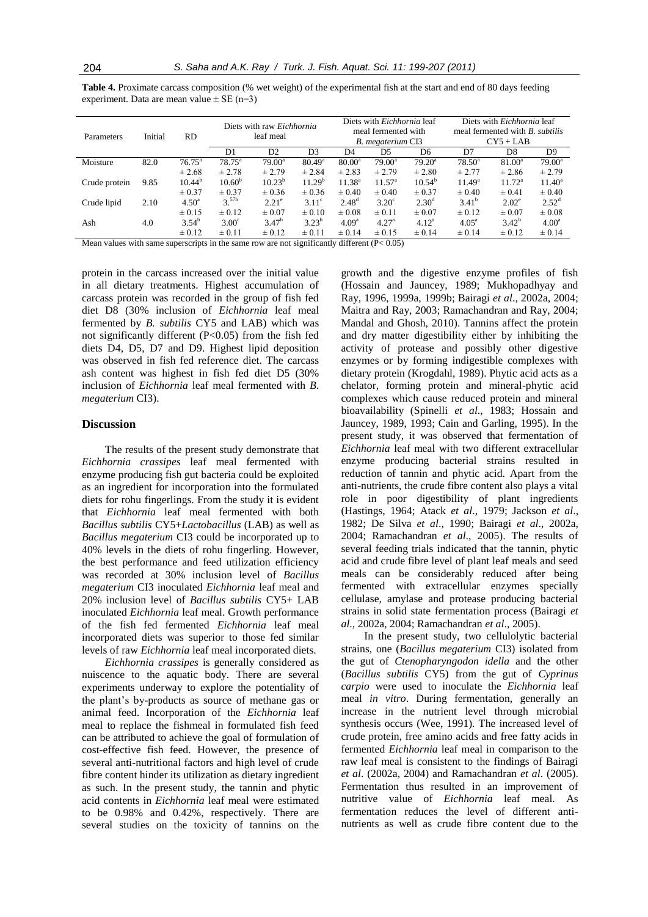**Table 4.** Proximate carcass composition (% wet weight) of the experimental fish at the start and end of 80 days feeding experiment. Data are mean value ± SE (n=3)

| Parameters | Initial | RD | Diets with raw *Eichhornia* leaf meal | | | Diets with *Eichhornia* leaf meal fermented with *B. megaterium* CI3 | | | Diets with *Eichhornia* leaf meal fermented with *B. subtilis* CY5 + LAB | | |
|---|---|---|---|---|---|---|---|---|---|---|---|
| | | | D1 | D2 | D3 | D4 | D5 | D6 | D7 | D8 | D9 |
| Moisture | 82.0 | 76.75[a] ± 2.68 | 78.75[a] ± 2.78 | 79.00[a] ± 2.79 | 80.49[a] ± 2.84 | 80.00[a] ± 2.83 | 79.00[a] ± 2.79 | 79.20[a] ± 2.80 | 78.50[a] ± 2.77 | 81.00[a] ± 2.86 | 79.00[a] ± 2.79 |
| Crude protein | 9.85 | 10.44[b] ± 0.37 | 10.60[b] ± 0.37 | 10.23[b] ± 0.36 | 11.29[b] ± 0.36 | 11.38[a] ± 0.40 | 11.57[a] ± 0.40 | 10.54[b] ± 0.37 | 11.49[a] ± 0.40 | 11.72[a] ± 0.41 | 11.40[a] ± 0.40 |
| Crude lipid | 2.10 | 4.50[a] ± 0.15 | 3.57[b] ± 0.12 | 2.21[e] ± 0.07 | 3.11[c] ± 0.10 | 2.48[d] ± 0.08 | 3.20[c] ± 0.11 | 2.30[d] ± 0.07 | 3.41[b] ± 0.12 | 2.02[e] ± 0.07 | 2.52[d] ± 0.08 |
| Ash | 4.0 | 3.54[b] ± 0.12 | 3.00[c] ± 0.11 | 3.47[b] ± 0.12 | 3.23[b] ± 0.11 | 4.09[a] ± 0.14 | 4.27[a] ± 0.15 | 4.12[a] ± 0.14 | 4.05[a] ± 0.14 | 3.42[b] ± 0.12 | 4.00[a] ± 0.14 |

Mean values with same superscripts in the same row are not significantly different ($P < 0.05$)

protein in the carcass increased over the initial value in all dietary treatments. Highest accumulation of carcass protein was recorded in the group of fish fed diet D8 (30% inclusion of *Eichhornia* leaf meal fermented by *B. subtilis* CY5 and LAB) which was not significantly different ($P<0.05$) from the fish fed diets D4, D5, D7 and D9. Highest lipid deposition was observed in fish fed reference diet. The carcass ash content was highest in fish fed diet D5 (30% inclusion of *Eichhornia* leaf meal fermented with *B. megaterium* CI3).

## Discussion

The results of the present study demonstrate that *Eichhornia crassipes* leaf meal fermented with enzyme producing fish gut bacteria could be exploited as an ingredient for incorporation into the formulated diets for rohu fingerlings. From the study it is evident that *Eichhornia* leaf meal fermented with both *Bacillus subtilis* CY5+*Lactobacillus* (LAB) as well as *Bacillus megaterium* CI3 could be incorporated up to 40% levels in the diets of rohu fingerling. However, the best performance and feed utilization efficiency was recorded at 30% inclusion level of *Bacillus megaterium* CI3 inoculated *Eichhornia* leaf meal and 20% inclusion level of *Bacillus subtilis* CY5+ LAB inoculated *Eichhornia* leaf meal. Growth performance of the fish fed fermented *Eichhornia* leaf meal incorporated diets was superior to those fed similar levels of raw *Eichhornia* leaf meal incorporated diets.

*Eichhornia crassipes* is generally considered as nuiscence to the aquatic body. There are several experiments underway to explore the potentiality of the plant's by-products as source of methane gas or animal feed. Incorporation of the *Eichhornia* leaf meal to replace the fishmeal in formulated fish feed can be attributed to achieve the goal of formulation of cost-effective fish feed. However, the presence of several anti-nutritional factors and high level of crude fibre content hinder its utilization as dietary ingredient as such. In the present study, the tannin and phytic acid contents in *Eichhornia* leaf meal were estimated to be 0.98% and 0.42%, respectively. There are several studies on the toxicity of tannins on the growth and the digestive enzyme profiles of fish (Hossain and Jauncey, 1989; Mukhopadhyay and Ray, 1996, 1999a, 1999b; Bairagi *et al*., 2002a, 2004; Maitra and Ray, 2003; Ramachandran and Ray, 2004; Mandal and Ghosh, 2010). Tannins affect the protein and dry matter digestibility either by inhibiting the activity of protease and possibly other digestive enzymes or by forming indigestible complexes with dietary protein (Krogdahl, 1989). Phytic acid acts as a chelator, forming protein and mineral-phytic acid complexes which cause reduced protein and mineral bioavailability (Spinelli *et al*., 1983; Hossain and Jauncey, 1989, 1993; Cain and Garling, 1995). In the present study, it was observed that fermentation of *Eichhornia* leaf meal with two different extracellular enzyme producing bacterial strains resulted in reduction of tannin and phytic acid. Apart from the anti-nutrients, the crude fibre content also plays a vital role in poor digestibility of plant ingredients (Hastings, 1964; Atack *et al*., 1979; Jackson *et al*., 1982; De Silva *et al*., 1990; Bairagi *et al*., 2002a, 2004; Ramachandran *et al*., 2005). The results of several feeding trials indicated that the tannin, phytic acid and crude fibre level of plant leaf meals and seed meals can be considerably reduced after being fermented with extracellular enzymes specially cellulase, amylase and protease producing bacterial strains in solid state fermentation process (Bairagi *et al*., 2002a, 2004; Ramachandran *et al*., 2005).

In the present study, two cellulolytic bacterial strains, one (*Bacillus megaterium* CI3) isolated from the gut of *Ctenopharyngodon idella* and the other (*Bacillus subtilis* CY5) from the gut of *Cyprinus carpio* were used to inoculate the *Eichhornia* leaf meal *in vitro*. During fermentation, generally an increase in the nutrient level through microbial synthesis occurs (Wee, 1991). The increased level of crude protein, free amino acids and free fatty acids in fermented *Eichhornia* leaf meal in comparison to the raw leaf meal is consistent to the findings of Bairagi *et al*. (2002a, 2004) and Ramachandran *et al*. (2005). Fermentation thus resulted in an improvement of nutritive value of *Eichhornia* leaf meal. As fermentation reduces the level of different anti-nutrients as well as crude fibre content due to the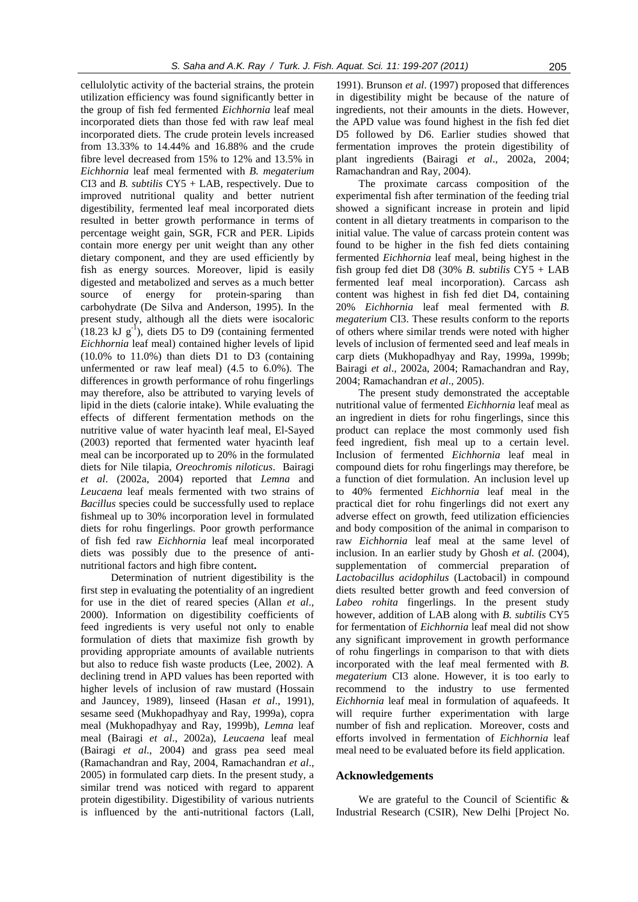cellulolytic activity of the bacterial strains, the protein utilization efficiency was found significantly better in the group of fish fed fermented *Eichhornia* leaf meal incorporated diets than those fed with raw leaf meal incorporated diets. The crude protein levels increased from 13.33% to 14.44% and 16.88% and the crude fibre level decreased from 15% to 12% and 13.5% in *Eichhornia* leaf meal fermented with *B. megaterium* CI3 and *B. subtilis* CY5 + LAB, respectively. Due to improved nutritional quality and better nutrient digestibility, fermented leaf meal incorporated diets resulted in better growth performance in terms of percentage weight gain, SGR, FCR and PER. Lipids contain more energy per unit weight than any other dietary component, and they are used efficiently by fish as energy sources. Moreover, lipid is easily digested and metabolized and serves as a much better source of energy for protein-sparing than carbohydrate (De Silva and Anderson, 1995). In the present study, although all the diets were isocaloric (18.23 kJ $g^{-1}$), diets D5 to D9 (containing fermented *Eichhornia* leaf meal) contained higher levels of lipid (10.0% to 11.0%) than diets D1 to D3 (containing unfermented or raw leaf meal) (4.5 to 6.0%). The differences in growth performance of rohu fingerlings may therefore, also be attributed to varying levels of lipid in the diets (calorie intake). While evaluating the effects of different fermentation methods on the nutritive value of water hyacinth leaf meal, El-Sayed (2003) reported that fermented water hyacinth leaf meal can be incorporated up to 20% in the formulated diets for Nile tilapia, *Oreochromis niloticus*. Bairagi *et al*. (2002a, 2004) reported that *Lemna* and *Leucaena* leaf meals fermented with two strains of *Bacillus* species could be successfully used to replace fishmeal up to 30% incorporation level in formulated diets for rohu fingerlings. Poor growth performance of fish fed raw *Eichhornia* leaf meal incorporated diets was possibly due to the presence of anti-nutritional factors and high fibre content**.**

Determination of nutrient digestibility is the first step in evaluating the potentiality of an ingredient for use in the diet of reared species (Allan *et al*., 2000). Information on digestibility coefficients of feed ingredients is very useful not only to enable formulation of diets that maximize fish growth by providing appropriate amounts of available nutrients but also to reduce fish waste products (Lee, 2002). A declining trend in APD values has been reported with higher levels of inclusion of raw mustard (Hossain and Jauncey, 1989), linseed (Hasan *et al*., 1991), sesame seed (Mukhopadhyay and Ray, 1999a), copra meal (Mukhopadhyay and Ray, 1999b), *Lemna* leaf meal (Bairagi *et al*., 2002a), *Leucaena* leaf meal (Bairagi *et al*., 2004) and grass pea seed meal (Ramachandran and Ray, 2004, Ramachandran *et al*., 2005) in formulated carp diets. In the present study, a similar trend was noticed with regard to apparent protein digestibility. Digestibility of various nutrients is influenced by the anti-nutritional factors (Lall, 1991). Brunson *et al*. (1997) proposed that differences in digestibility might be because of the nature of ingredients, not their amounts in the diets. However, the APD value was found highest in the fish fed diet D5 followed by D6. Earlier studies showed that fermentation improves the protein digestibility of plant ingredients (Bairagi *et al*., 2002a, 2004; Ramachandran and Ray, 2004).

The proximate carcass composition of the experimental fish after termination of the feeding trial showed a significant increase in protein and lipid content in all dietary treatments in comparison to the initial value. The value of carcass protein content was found to be higher in the fish fed diets containing fermented *Eichhornia* leaf meal, being highest in the fish group fed diet D8 (30% *B. subtilis* CY5 + LAB fermented leaf meal incorporation). Carcass ash content was highest in fish fed diet D4, containing 20% *Eichhornia* leaf meal fermented with *B. megaterium* CI3. These results conform to the reports of others where similar trends were noted with higher levels of inclusion of fermented seed and leaf meals in carp diets (Mukhopadhyay and Ray, 1999a, 1999b; Bairagi *et al*., 2002a, 2004; Ramachandran and Ray, 2004; Ramachandran *et al*., 2005).

The present study demonstrated the acceptable nutritional value of fermented *Eichhornia* leaf meal as an ingredient in diets for rohu fingerlings, since this product can replace the most commonly used fish feed ingredient, fish meal up to a certain level. Inclusion of fermented *Eichhornia* leaf meal in compound diets for rohu fingerlings may therefore, be a function of diet formulation. An inclusion level up to 40% fermented *Eichhornia* leaf meal in the practical diet for rohu fingerlings did not exert any adverse effect on growth, feed utilization efficiencies and body composition of the animal in comparison to raw *Eichhornia* leaf meal at the same level of inclusion. In an earlier study by Ghosh *et al.* (2004), supplementation of commercial preparation of *Lactobacillus acidophilus* (Lactobacil) in compound diets resulted better growth and feed conversion of *Labeo rohita* fingerlings. In the present study however, addition of LAB along with *B. subtilis* CY5 for fermentation of *Eichhornia* leaf meal did not show any significant improvement in growth performance of rohu fingerlings in comparison to that with diets incorporated with the leaf meal fermented with *B. megaterium* CI3 alone. However, it is too early to recommend to the industry to use fermented *Eichhornia* leaf meal in formulation of aquafeeds. It will require further experimentation with large number of fish and replication. Moreover, costs and efforts involved in fermentation of *Eichhornia* leaf meal need to be evaluated before its field application.

## Acknowledgements

We are grateful to the Council of Scientific & Industrial Research (CSIR), New Delhi [Project No.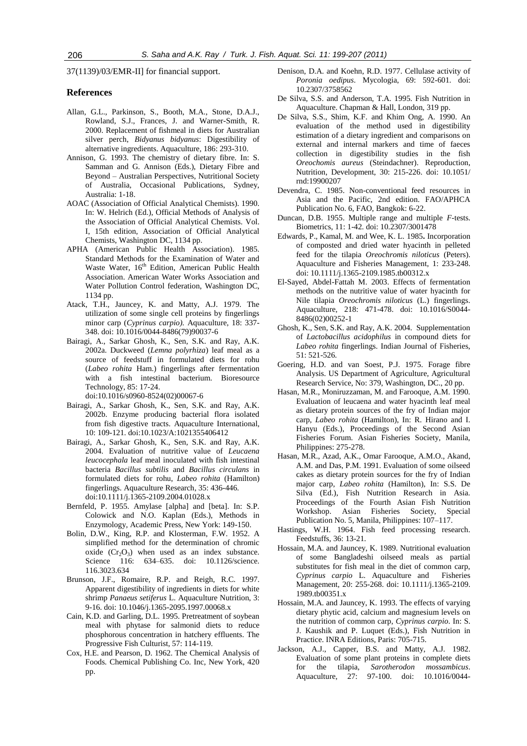37(1139)/03/EMR-II] for financial support.

## References

Allan, G.L., Parkinson, S., Booth, M.A., Stone, D.A.J., Rowland, S.J., Frances, J. and Warner-Smith, R. 2000. Replacement of fishmeal in diets for Australian silver perch, *Bidyanus bidyanus*: Digestibility of alternative ingredients. Aquaculture, 186: 293-310.

Annison, G. 1993. The chemistry of dietary fibre. In: S. Samman and G. Annison (Eds.), Dietary Fibre and Beyond – Australian Perspectives, Nutritional Society of Australia, Occasional Publications, Sydney, Australia: 1-18.

AOAC (Association of Official Analytical Chemists). 1990. In: W. Helrich (Ed.), Official Methods of Analysis of the Association of Official Analytical Chemists. Vol. I, 15th edition, Association of Official Analytical Chemists, Washington DC, 1134 pp.

APHA (American Public Health Association). 1985. Standard Methods for the Examination of Water and Waste Water, 16th Edition, American Public Health Association. American Water Works Association and Water Pollution Control federation, Washington DC, 1134 pp.

Atack, T.H., Jauncey, K. and Matty, A.J. 1979. The utilization of some single cell proteins by fingerlings minor carp (*Cyprinus carpio).* Aquaculture, 18: 337-348. doi: 10.1016/0044-8486(79)90037-6

Bairagi, A., Sarkar Ghosh, K., Sen, S.K. and Ray, A.K. 2002a. Duckweed (*Lemna polyrhiza*) leaf meal as a source of feedstuff in formulated diets for rohu (*Labeo rohita* Ham.) fingerlings after fermentation with a fish intestinal bacterium. Bioresource Technology, 85: 17-24. doi:10.1016/s0960-8524(02)00067-6

Bairagi, A., Sarkar Ghosh, K., Sen, S.K. and Ray, A.K. 2002b. Enzyme producing bacterial flora isolated from fish digestive tracts. Aquaculture International, 10: 109-121. doi:10.1023/A:1021355406412

Bairagi, A., Sarkar Ghosh, K., Sen, S.K. and Ray, A.K. 2004. Evaluation of nutritive value of *Leucaena leucocephala* leaf meal inoculated with fish intestinal bacteria *Bacillus subtilis* and *Bacillus circulans* in formulated diets for rohu, *Labeo rohita* (Hamilton) fingerlings. Aquaculture Research, 35: 436-446. doi:10.1111/j.1365-2109.2004.01028.x

Bernfeld, P. 1955. Amylase [alpha] and [beta]. In: S.P. Colowick and N.O. Kaplan (Eds.), Methods in Enzymology, Academic Press, New York: 149-150.

Bolin, D.W., King, R.P. and Klosterman, F.W. 1952. A simplified method for the determination of chromic oxide ($Cr_2O_3$) when used as an index substance. Science 116: 634–635. doi: 10.1126/science.116.3023.634

Brunson, J.F., Romaire, R.P. and Reigh, R.C. 1997. Apparent digestibility of ingredients in diets for white shrimp *Panaeus setiferus* L. Aquaculture Nutrition, 3: 9-16. doi: 10.1046/j.1365-2095.1997.00068.x

Cain, K.D. and Garling, D.L. 1995. Pretreatment of soybean meal with phytase for salmonid diets to reduce phosphorous concentration in hatchery effluents. The Progressive Fish Culturist, 57: 114-119.

Cox, H.E. and Pearson, D. 1962. The Chemical Analysis of Foods. Chemical Publishing Co. Inc, New York, 420 pp.

Denison, D.A. and Koehn, R.D. 1977. Cellulase activity of *Poronia oedipus*. Mycologia, 69: 592-601. doi: 10.2307/3758562

De Silva, S.S. and Anderson, T.A. 1995. Fish Nutrition in Aquaculture. Chapman & Hall, London, 319 pp.

De Silva, S.S., Shim, K.F. and Khim Ong, A. 1990. An evaluation of the method used in digestibility estimation of a dietary ingredient and comparisons on external and internal markers and time of faeces collection in digestibility studies in the fish *Oreochomis aureus* (Steindachner). Reproduction, Nutrition, Development, 30: 215-226. doi: 10.1051/rnd:19900207

Devendra, C. 1985. Non-conventional feed resources in Asia and the Pacific, 2nd edition. FAO/APHCA Publication No. 6, FAO, Bangkok: 6-22.

Duncan, D.B. 1955. Multiple range and multiple *F*-tests. Biometrics, 11: 1-42. doi: 10.2307/3001478

Edwards, P., Kamal, M. and Wee, K. L. 1985**.** Incorporation of composted and dried water hyacinth in pelleted feed for the tilapia *Oreochromis niloticus* (Peters). Aquaculture and Fisheries Management, 1: 233-248. doi: 10.1111/j.1365-2109.1985.tb00312.x

El-Sayed, Abdel-Fattah M. 2003. Effects of fermentation methods on the nutritive value of water hyacinth for Nile tilapia *Oreochromis niloticus* (L.) fingerlings. Aquaculture, 218: 471-478. doi: 10.1016/S0044-8486(02)00252-1

Ghosh, K., Sen, S.K. and Ray, A.K. 2004. Supplementation of *Lactobacillus acidophilus* in compound diets for *Labeo rohita* fingerlings. Indian Journal of Fisheries, 51: 521-526.

Goering, H.D. and van Soest, P.J. 1975. Forage fibre Analysis. US Department of Agriculture, Agricultural Research Service, No: 379, Washington, DC., 20 pp.

Hasan, M.R., Moniruzzaman, M. and Farooque, A.M. 1990. Evaluation of leucaena and water hyacinth leaf meal as dietary protein sources of the fry of Indian major carp, *Labeo rohita* (Hamilton), In: R. Hirano and I. Hanyu (Eds.), Proceedings of the Second Asian Fisheries Forum. Asian Fisheries Society, Manila, Philippines: 275-278.

Hasan, M.R., Azad, A.K., Omar Farooque, A.M.O., Akand, A.M. and Das, P.M. 1991. Evaluation of some oilseed cakes as dietary protein sources for the fry of Indian major carp, *Labeo rohita* (Hamilton), In: S.S. De Silva (Ed.), Fish Nutrition Research in Asia. Proceedings of the Fourth Asian Fish Nutrition Workshop. Asian Fisheries Society, Special Publication No. 5, Manila, Philippines: 107–117.

Hastings, W.H. 1964. Fish feed processing research. Feedstuffs, 36: 13-21.

Hossain, M.A. and Jauncey, K. 1989. Nutritional evaluation of some Bangladeshi oilseed meals as partial substitutes for fish meal in the diet of common carp, *Cyprinus carpio* L. Aquaculture and Fisheries Management, 20: 255-268. doi: 10.1111/j.1365-2109.1989.tb00351.x

Hossain, M.A. and Jauncey, K. 1993. The effects of varying dietary phytic acid, calcium and magnesium levels on the nutrition of common carp, *Cyprinus carpio*. In: S. J. Kaushik and P. Luquet (Eds.), Fish Nutrition in Practice. INRA Editions, Paris: 705-715.

Jackson, A.J., Capper, B.S. and Matty, A.J. 1982. Evaluation of some plant proteins in complete diets for the tilapia, *Sarotherodon mossambicus*. Aquaculture, 27: 97-100. doi: 10.1016/0044-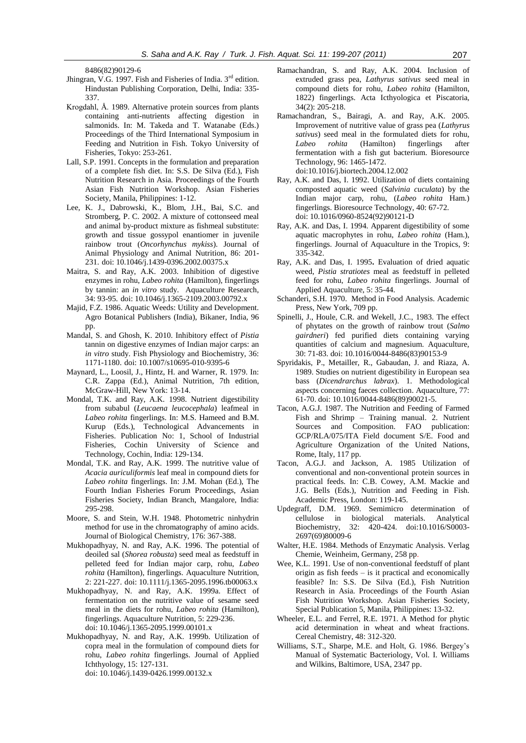8486(82)90129-6

Jhingran, V.G. 1997. Fish and Fisheries of India. 3rd edition. Hindustan Publishing Corporation, Delhi, India: 335-337.

Krogdahl, Å. 1989. Alternative protein sources from plants containing anti-nutrients affecting digestion in salmonids. In: M. Takeda and T. Watanabe (Eds.) Proceedings of the Third International Symposium in Feeding and Nutrition in Fish. Tokyo University of Fisheries, Tokyo: 253-261.

Lall, S.P. 1991. Concepts in the formulation and preparation of a complete fish diet. In: S.S. De Silva (Ed.), Fish Nutrition Research in Asia. Proceedings of the Fourth Asian Fish Nutrition Workshop. Asian Fisheries Society, Manila, Philippines: 1-12.

Lee, K. J., Dabrowski, K., Blom, J.H., Bai, S.C. and Stromberg, P. C. 2002. A mixture of cottonseed meal and animal by-product mixture as fishmeal substitute: growth and tissue gossypol enantiomer in juvenile rainbow trout (*Oncorhynchus mykiss*). Journal of Animal Physiology and Animal Nutrition, 86: 201-231. doi: 10.1046/j.1439-0396.2002.00375.x

Maitra, S. and Ray, A.K. 2003. Inhibition of digestive enzymes in rohu, *Labeo rohita* (Hamilton), fingerlings by tannin: an *in vitro* study. Aquaculture Research, 34: 93-95. doi: 10.1046/j.1365-2109.2003.00792.x

Majid, F.Z. 1986. Aquatic Weeds: Utility and Development. Agro Botanical Publishers (India), Bikaner, India, 96 pp.

Mandal, S. and Ghosh, K. 2010. Inhibitory effect of *Pistia* tannin on digestive enzymes of Indian major carps: an *in vitro* study. Fish Physiology and Biochemistry, 36: 1171-1180. doi: 10.1007/s10695-010-9395-6

Maynard, L., Loosil, J., Hintz, H. and Warner, R. 1979. In: C.R. Zappa (Ed.), Animal Nutrition, 7th edition, McGraw-Hill, New York: 13-14.

Mondal, T.K. and Ray, A.K. 1998. Nutrient digestibility from subabul (*Leucaena leucocephala*) leafmeal in *Labeo rohita* fingerlings. In: M.S. Hameed and B.M. Kurup (Eds.), Technological Advancements in Fisheries. Publication No: 1, School of Industrial Fisheries, Cochin University of Science and Technology, Cochin, India: 129-134.

Mondal, T.K. and Ray, A.K. 1999. The nutritive value of *Acacia auriculiformis* leaf meal in compound diets for *Labeo rohita* fingerlings. In: J.M. Mohan (Ed.), The Fourth Indian Fisheries Forum Proceedings, Asian Fisheries Society, Indian Branch, Mangalore, India: 295-298.

Moore, S. and Stein, W.H. 1948. Photometric ninhydrin method for use in the chromatography of amino acids. Journal of Biological Chemistry, 176: 367-388.

Mukhopadhyay, N. and Ray, A.K. 1996. The potential of deoiled sal (*Shorea robusta*) seed meal as feedstuff in pelleted feed for Indian major carp, rohu, *Labeo rohita* (Hamilton), fingerlings. Aquaculture Nutrition, 2: 221-227. doi: 10.1111/j.1365-2095.1996.tb00063.x

Mukhopadhyay, N. and Ray, A.K. 1999a. Effect of fermentation on the nutritive value of sesame seed meal in the diets for rohu, *Labeo rohita* (Hamilton), fingerlings. Aquaculture Nutrition, 5: 229-236. doi: 10.1046/j.1365-2095.1999.00101.x

Mukhopadhyay, N. and Ray, A.K. 1999b. Utilization of copra meal in the formulation of compound diets for rohu, *Labeo rohita* fingerlings. Journal of Applied Ichthyology, 15: 127-131. doi: 10.1046/j.1439-0426.1999.00132.x

Ramachandran, S. and Ray, A.K. 2004. Inclusion of extruded grass pea, *Lathyrus sativus* seed meal in compound diets for rohu, *Labeo rohita* (Hamilton, 1822) fingerlings. Acta Icthyologica et Piscatoria, 34(2): 205-218.

Ramachandran, S., Bairagi, A. and Ray, A.K. 2005. Improvement of nutritive value of grass pea (*Lathyrus sativus*) seed meal in the formulated diets for rohu, *Labeo rohita* (Hamilton) fingerlings after fermentation with a fish gut bacterium. Bioresource Technology, 96: 1465-1472. doi:10.1016/j.biortech.2004.12.002

Ray, A.K. and Das, I. 1992. Utilization of diets containing composted aquatic weed (*Salvinia cuculata*) by the Indian major carp, rohu, (*Labeo rohita* Ham.) fingerlings. Bioresource Technology, 40: 67-72. doi: 10.1016/0960-8524(92)90121-D

Ray, A.K. and Das, I. 1994. Apparent digestibility of some aquatic macrophytes in rohu, *Labeo rohita* (Ham.), fingerlings. Journal of Aquaculture in the Tropics, 9: 335-342.

Ray, A.K. and Das, I. 1995**.** Evaluation of dried aquatic weed, *Pistia stratiotes* meal as feedstuff in pelleted feed for rohu, *Labeo rohita* fingerlings. Journal of Applied Aquaculture, 5: 35-44.

Schanderi, S.H. 1970. Method in Food Analysis. Academic Press, New York, 709 pp.

Spinelli, J., Houle, C.R. and Wekell, J.C., 1983. The effect of phytates on the growth of rainbow trout (*Salmo gairdneri*) fed purified diets containing varying quantities of calcium and magnesium. Aquaculture, 30: 71-83. doi: 10.1016/0044-8486(83)90153-9

Spyridakis, P., Metailler, R., Gabaudan, J. and Riaza, A. 1989. Studies on nutrient digestibility in European sea bass (*Dicendrarchus labrax*). 1. Methodological aspects concerning faeces collection. Aquaculture, 77: 61-70. doi: 10.1016/0044-8486(89)90021-5.

Tacon, A.G.J. 1987. The Nutrition and Feeding of Farmed Fish and Shrimp – Training manual. 2. Nutrient Sources and Composition. FAO publication: GCP/RLA/075/ITA Field document S/E. Food and Agriculture Organization of the United Nations, Rome, Italy, 117 pp.

Tacon, A.G.J. and Jackson, A. 1985 Utilization of conventional and non-conventional protein sources in practical feeds. In: C.B. Cowey, A.M. Mackie and J.G. Bells (Eds.), Nutrition and Feeding in Fish. Academic Press, London: 119-145.

Updegraff, D.M. 1969. Semimicro determination of cellulose in biological materials. Analytical Biochemistry, 32: 420-424. doi:10.1016/S0003-2697(69)80009-6

Walter, H.E. 1984. Methods of Enzymatic Analysis. Verlag Chemie, Weinheim, Germany, 258 pp.

Wee, K.L. 1991. Use of non-conventional feedstuff of plant origin as fish feeds – is it practical and economically feasible? In: S.S. De Silva (Ed.), Fish Nutrition Research in Asia. Proceedings of the Fourth Asian Fish Nutrition Workshop. Asian Fisheries Society, Special Publication 5, Manila, Philippines: 13-32.

Wheeler, E.L. and Ferrel, R.E. 1971. A Method for phytic acid determination in wheat and wheat fractions. Cereal Chemistry, 48: 312-320.

Williams, S.T., Sharpe, M.E. and Holt, G. 1986. Bergey's Manual of Systematic Bacteriology, Vol. I. Williams and Wilkins, Baltimore, USA, 2347 pp.